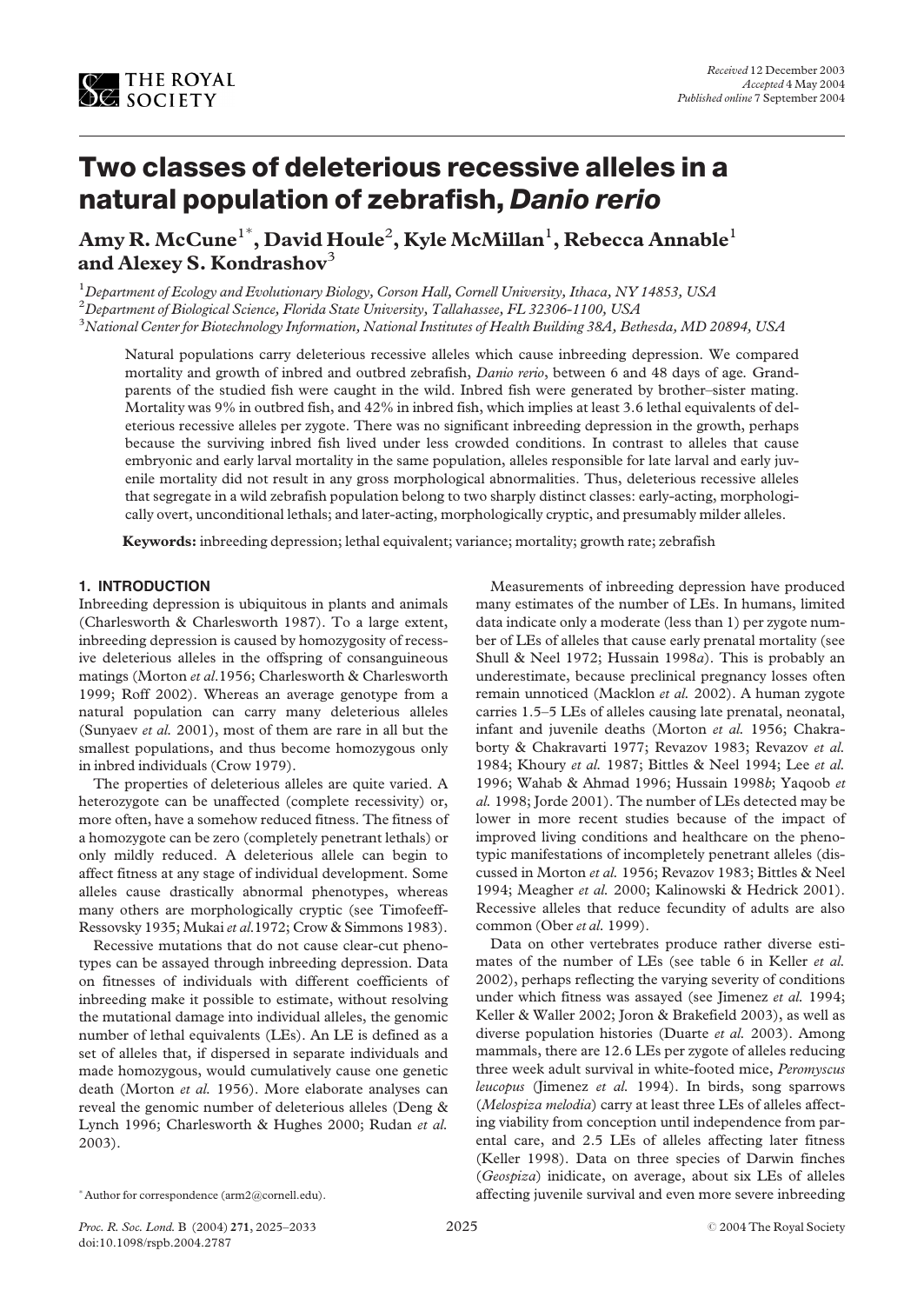# Two classes of deleterious recessive alleles in a natural population of zebrafish, *Danio rerio*

**Amy R. McCune[1*], David Houle[2], Kyle McMillan[1], Rebecca Annable[1] and Alexey S. Kondrashov[3]**

[1]Department of Ecology and Evolutionary Biology, Corson Hall, Cornell University, Ithaca, NY 14853, USA
[2]Department of Biological Science, Florida State University, Tallahassee, FL 32306-1100, USA
[3]National Center for Biotechnology Information, National Institutes of Health Building 38A, Bethesda, MD 20894, USA

*Received* 12 December 2003
*Accepted* 4 May 2004
*Published online* 7 September 2004

Natural populations carry deleterious recessive alleles which cause inbreeding depression. We compared mortality and growth of inbred and outbred zebrafish, *Danio rerio*, between 6 and 48 days of age. Grandparents of the studied fish were caught in the wild. Inbred fish were generated by brother–sister mating. Mortality was 9% in outbred fish, and 42% in inbred fish, which implies at least 3.6 lethal equivalents of deleterious recessive alleles per zygote. There was no significant inbreeding depression in the growth, perhaps because the surviving inbred fish lived under less crowded conditions. In contrast to alleles that cause embryonic and early larval mortality in the same population, alleles responsible for late larval and early juvenile mortality did not result in any gross morphological abnormalities. Thus, deleterious recessive alleles that segregate in a wild zebrafish population belong to two sharply distinct classes: early-acting, morphologically overt, unconditional lethals; and later-acting, morphologically cryptic, and presumably milder alleles.

**Keywords:** inbreeding depression; lethal equivalent; variance; mortality; growth rate; zebrafish

## 1. INTRODUCTION

Inbreeding depression is ubiquitous in plants and animals (Charlesworth & Charlesworth 1987). To a large extent, inbreeding depression is caused by homozygosity of recessive deleterious alleles in the offspring of consanguineous matings (Morton *et al.* 1956; Charlesworth & Charlesworth 1999; Roff 2002). Whereas an average genotype from a natural population can carry many deleterious alleles (Sunyaev *et al.* 2001), most of them are rare in all but the smallest populations, and thus become homozygous only in inbred individuals (Crow 1979).

The properties of deleterious alleles are quite varied. A heterozygote can be unaffected (complete recessivity) or, more often, have a somehow reduced fitness. The fitness of a homozygote can be zero (completely penetrant lethals) or only mildly reduced. A deleterious allele can begin to affect fitness at any stage of individual development. Some alleles cause drastically abnormal phenotypes, whereas many others are morphologically cryptic (see Timofeeff-Ressovsky 1935; Mukai *et al.* 1972; Crow & Simmons 1983).

Recessive mutations that do not cause clear-cut phenotypes can be assayed through inbreeding depression. Data on fitnesses of individuals with different coefficients of inbreeding make it possible to estimate, without resolving the mutational damage into individual alleles, the genomic number of lethal equivalents (LEs). An LE is defined as a set of alleles that, if dispersed in separate individuals and made homozygous, would cumulatively cause one genetic death (Morton *et al.* 1956). More elaborate analyses can reveal the genomic number of deleterious alleles (Deng & Lynch 1996; Charlesworth & Hughes 2000; Rudan *et al.* 2003).

Measurements of inbreeding depression have produced many estimates of the number of LEs. In humans, limited data indicate only a moderate (less than 1) per zygote number of LEs of alleles that cause early prenatal mortality (see Shull & Neel 1972; Hussain 1998*a*). This is probably an underestimate, because preclinical pregnancy losses often remain unnoticed (Macklon *et al.* 2002). A human zygote carries 1.5–5 LEs of alleles causing late prenatal, neonatal, infant and juvenile deaths (Morton *et al.* 1956; Chakraborty & Chakravarti 1977; Revazov 1983; Revazov *et al.* 1984; Khoury *et al.* 1987; Bittles & Neel 1994; Lee *et al.* 1996; Wahab & Ahmad 1996; Hussain 1998*b*; Yaqoob *et al.* 1998; Jorde 2001). The number of LEs detected may be lower in more recent studies because of the impact of improved living conditions and healthcare on the phenotypic manifestations of incompletely penetrant alleles (discussed in Morton *et al.* 1956; Revazov 1983; Bittles & Neel 1994; Meagher *et al.* 2000; Kalinowski & Hedrick 2001). Recessive alleles that reduce fecundity of adults are also common (Ober *et al.* 1999).

Data on other vertebrates produce rather diverse estimates of the number of LEs (see table 6 in Keller *et al.* 2002), perhaps reflecting the varying severity of conditions under which fitness was assayed (see Jimenez *et al.* 1994; Keller & Waller 2002; Joron & Brakefield 2003), as well as diverse population histories (Duarte *et al.* 2003). Among mammals, there are 12.6 LEs per zygote of alleles reducing three week adult survival in white-footed mice, *Peromyscus leucopus* (Jimenez *et al.* 1994). In birds, song sparrows (*Melospiza melodia*) carry at least three LEs of alleles affecting viability from conception until independence from parental care, and 2.5 LEs of alleles affecting later fitness (Keller 1998). Data on three species of Darwin finches (*Geospiza*) inidicate, on average, about six LEs of alleles affecting juvenile survival and even more severe inbreeding

*Author for correspondence (arm2@cornell.edu).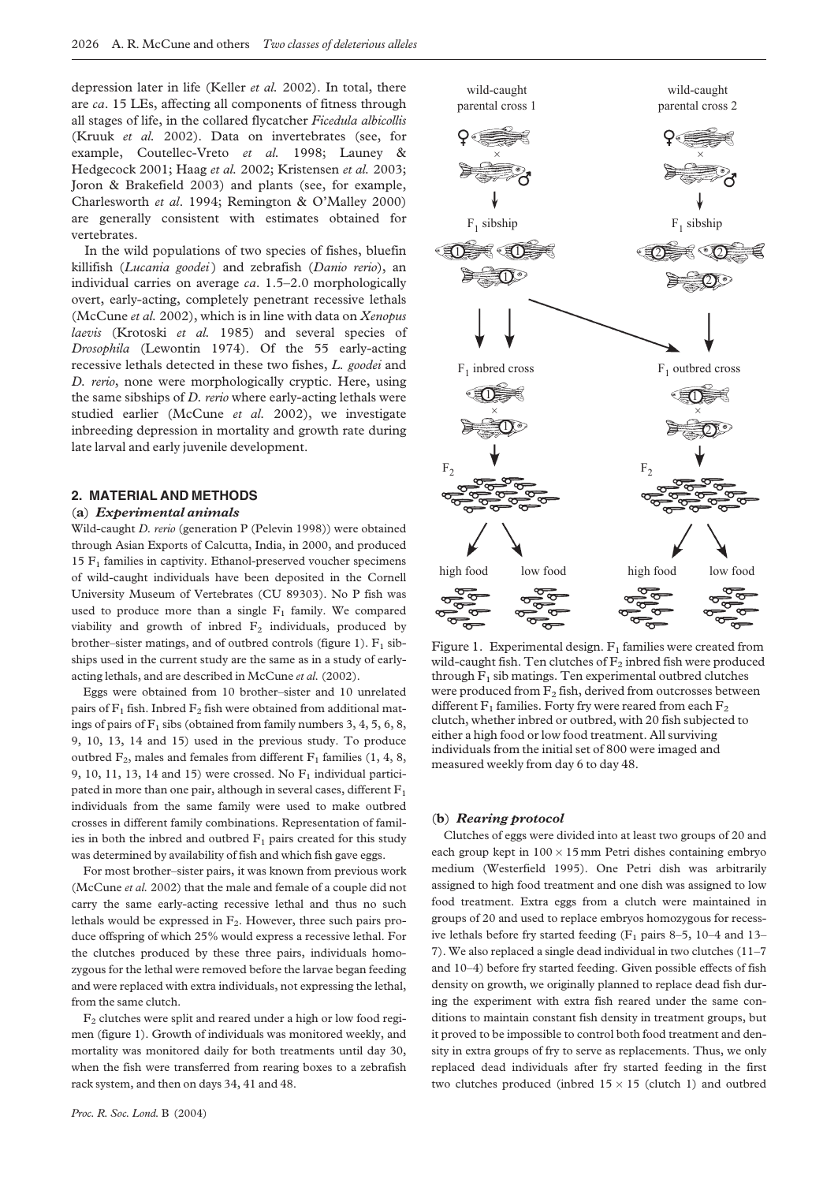depression later in life (Keller *et al.* 2002). In total, there are *ca*. 15 LEs, affecting all components of fitness through all stages of life, in the collared flycatcher *Ficedula albicollis* (Kruuk *et al.* 2002). Data on invertebrates (see, for example, Coutellec-Vreto *et al.* 1998; Launey & Hedgecock 2001; Haag *et al.* 2002; Kristensen *et al.* 2003; Joron & Brakefield 2003) and plants (see, for example, Charlesworth *et al*. 1994; Remington & O'Malley 2000) are generally consistent with estimates obtained for vertebrates.

In the wild populations of two species of fishes, bluefin killifish (*Lucania goodei*) and zebrafish (*Danio rerio*), an individual carries on average *ca*. 1.5–2.0 morphologically overt, early-acting, completely penetrant recessive lethals (McCune *et al.* 2002), which is in line with data on *Xenopus laevis* (Krotoski *et al.* 1985) and several species of *Drosophila* (Lewontin 1974). Of the 55 early-acting recessive lethals detected in these two fishes, *L. goodei* and *D. rerio*, none were morphologically cryptic. Here, using the same sibships of *D. rerio* where early-acting lethals were studied earlier (McCune *et al.* 2002), we investigate inbreeding depression in mortality and growth rate during late larval and early juvenile development.

## 2. MATERIAL AND METHODS

### (a) *Experimental animals*

Wild-caught *D. rerio* (generation P (Pelevin 1998)) were obtained through Asian Exports of Calcutta, India, in 2000, and produced 15 $F_1$ families in captivity. Ethanol-preserved voucher specimens of wild-caught individuals have been deposited in the Cornell University Museum of Vertebrates (CU 89303). No P fish was used to produce more than a single $F_1$ family. We compared viability and growth of inbred $F_2$ individuals, produced by brother–sister matings, and of outbred controls (figure 1). $F_1$ sibships used in the current study are the same as in a study of early-acting lethals, and are described in McCune *et al.* (2002).

Eggs were obtained from 10 brother–sister and 10 unrelated pairs of $F_1$ fish. Inbred $F_2$ fish were obtained from additional matings of pairs of $F_1$ sibs (obtained from family numbers 3, 4, 5, 6, 8, 9, 10, 13, 14 and 15) used in the previous study. To produce outbred $F_2$, males and females from different $F_1$ families (1, 4, 8, 9, 10, 11, 13, 14 and 15) were crossed. No $F_1$ individual participated in more than one pair, although in several cases, different $F_1$ individuals from the same family were used to make outbred crosses in different family combinations. Representation of families in both the inbred and outbred $F_1$ pairs created for this study was determined by availability of fish and which fish gave eggs.

For most brother–sister pairs, it was known from previous work (McCune *et al.* 2002) that the male and female of a couple did not carry the same early-acting recessive lethal and thus no such lethals would be expressed in $F_2$. However, three such pairs produce offspring of which 25% would express a recessive lethal. For the clutches produced by these three pairs, individuals homozygous for the lethal were removed before the larvae began feeding and were replaced with extra individuals, not expressing the lethal, from the same clutch.

$F_2$ clutches were split and reared under a high or low food regimen (figure 1). Growth of individuals was monitored weekly, and mortality was monitored daily for both treatments until day 30, when the fish were transferred from rearing boxes to a zebrafish rack system, and then on days 34, 41 and 48.

Figure 1. Experimental design. $F_1$ families were created from wild-caught fish. Ten clutches of $F_2$ inbred fish were produced through $F_1$ sib matings. Ten experimental outbred clutches were produced from $F_2$ fish, derived from outcrosses between different $F_1$ families. Forty fry were reared from each $F_2$ clutch, whether inbred or outbred, with 20 fish subjected to either a high food or low food treatment. All surviving individuals from the initial set of 800 were imaged and measured weekly from day 6 to day 48.

### (b) *Rearing protocol*

Clutches of eggs were divided into at least two groups of 20 and each group kept in 100 × 15 mm Petri dishes containing embryo medium (Westerfield 1995). One Petri dish was arbitrarily assigned to high food treatment and one dish was assigned to low food treatment. Extra eggs from a clutch were maintained in groups of 20 and used to replace embryos homozygous for recessive lethals before fry started feeding ($F_1$ pairs 8–5, 10–4 and 13–7). We also replaced a single dead individual in two clutches (11–7 and 10–4) before fry started feeding. Given possible effects of fish density on growth, we originally planned to replace dead fish during the experiment with extra fish reared under the same conditions to maintain constant fish density in treatment groups, but it proved to be impossible to control both food treatment and density in extra groups of fry to serve as replacements. Thus, we only replaced dead individuals after fry started feeding in the first two clutches produced (inbred 15 × 15 (clutch 1) and outbred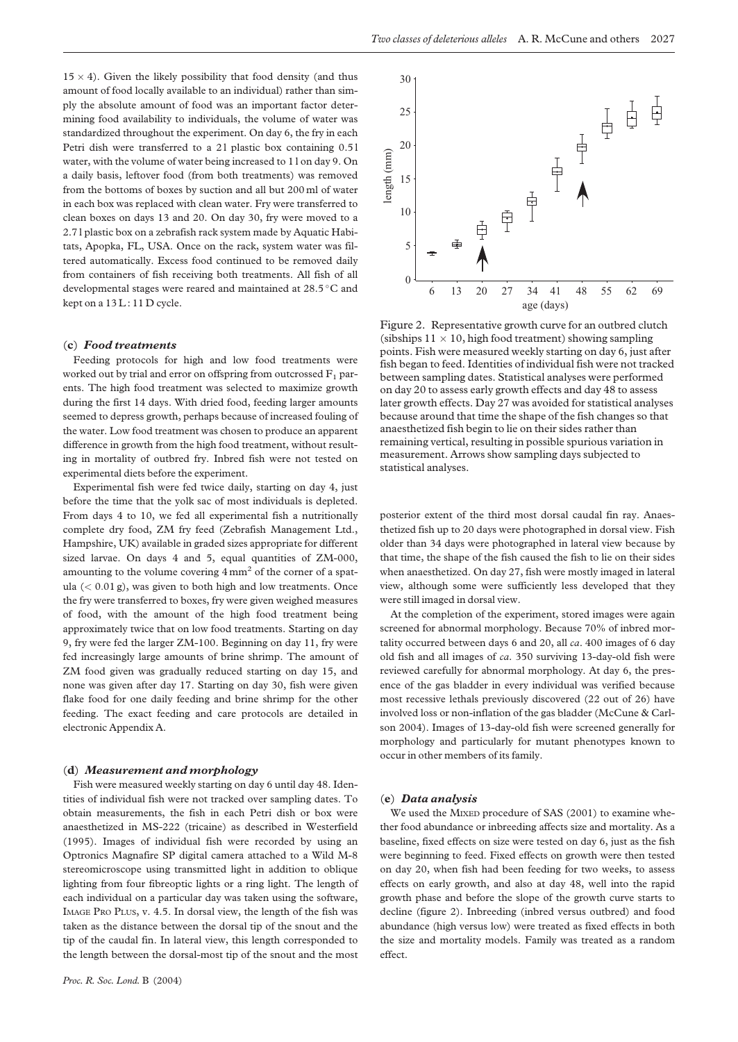15 × 4). Given the likely possibility that food density (and thus amount of food locally available to an individual) rather than simply the absolute amount of food was an important factor determining food availability to individuals, the volume of water was standardized throughout the experiment. On day 6, the fry in each Petri dish were transferred to a 2 l plastic box containing 0.5 l water, with the volume of water being increased to 1 l on day 9. On a daily basis, leftover food (from both treatments) was removed from the bottoms of boxes by suction and all but 200 ml of water in each box was replaced with clean water. Fry were transferred to clean boxes on days 13 and 20. On day 30, fry were moved to a 2.7 l plastic box on a zebrafish rack system made by Aquatic Habitats, Apopka, FL, USA. Once on the rack, system water was filtered automatically. Excess food continued to be removed daily from containers of fish receiving both treatments. All fish of all developmental stages were reared and maintained at 28.5 °C and kept on a 13 L : 11 D cycle.

### (c) *Food treatments*

Feeding protocols for high and low food treatments were worked out by trial and error on offspring from outcrossed $F_1$ parents. The high food treatment was selected to maximize growth during the first 14 days. With dried food, feeding larger amounts seemed to depress growth, perhaps because of increased fouling of the water. Low food treatment was chosen to produce an apparent difference in growth from the high food treatment, without resulting in mortality of outbred fry. Inbred fish were not tested on experimental diets before the experiment.

Experimental fish were fed twice daily, starting on day 4, just before the time that the yolk sac of most individuals is depleted. From days 4 to 10, we fed all experimental fish a nutritionally complete dry food, ZM fry feed (Zebrafish Management Ltd., Hampshire, UK) available in graded sizes appropriate for different sized larvae. On days 4 and 5, equal quantities of ZM-000, amounting to the volume covering 4 mm$^2$ of the corner of a spatula (< 0.01 g), was given to both high and low treatments. Once the fry were transferred to boxes, fry were given weighed measures of food, with the amount of the high food treatment being approximately twice that on low food treatments. Starting on day 9, fry were fed the larger ZM-100. Beginning on day 11, fry were fed increasingly large amounts of brine shrimp. The amount of ZM food given was gradually reduced starting on day 15, and none was given after day 17. Starting on day 30, fish were given flake food for one daily feeding and brine shrimp for the other feeding. The exact feeding and care protocols are detailed in electronic Appendix A.

### (d) *Measurement and morphology*

Fish were measured weekly starting on day 6 until day 48. Identities of individual fish were not tracked over sampling dates. To obtain measurements, the fish in each Petri dish or box were anaesthetized in MS-222 (tricaine) as described in Westerfield (1995). Images of individual fish were recorded by using an Optronics Magnafire SP digital camera attached to a Wild M-8 stereomicroscope using transmitted light in addition to oblique lighting from four fibreoptic lights or a ring light. The length of each individual on a particular day was taken using the software, Image Pro Plus, v. 4.5. In dorsal view, the length of the fish was taken as the distance between the dorsal tip of the snout and the tip of the caudal fin. In lateral view, this length corresponded to the length between the dorsal-most tip of the snout and the most posterior extent of the third most dorsal caudal fin ray. Anaesthetized fish up to 20 days were photographed in dorsal view. Fish older than 34 days were photographed in lateral view because by that time, the shape of the fish caused the fish to lie on their sides when anaesthetized. On day 27, fish were mostly imaged in lateral view, although some were sufficiently less developed that they were still imaged in dorsal view.

Figure 2. Representative growth curve for an outbred clutch (sibships 11 × 10, high food treatment) showing sampling points. Fish were measured weekly starting on day 6, just after fish began to feed. Identities of individual fish were not tracked between sampling dates. Statistical analyses were performed on day 20 to assess early growth effects and day 48 to assess later growth effects. Day 27 was avoided for statistical analyses because around that time the shape of the fish changes so that anaesthetized fish begin to lie on their sides rather than remaining vertical, resulting in possible spurious variation in measurement. Arrows show sampling days subjected to statistical analyses.

At the completion of the experiment, stored images were again screened for abnormal morphology. Because 70% of inbred mortality occurred between days 6 and 20, all *ca*. 400 images of 6 day old fish and all images of *ca*. 350 surviving 13-day-old fish were reviewed carefully for abnormal morphology. At day 6, the presence of the gas bladder in every individual was verified because most recessive lethals previously discovered (22 out of 26) have involved loss or non-inflation of the gas bladder (McCune & Carlson 2004). Images of 13-day-old fish were screened generally for morphology and particularly for mutant phenotypes known to occur in other members of its family.

### (e) *Data analysis*

We used the Mixed procedure of SAS (2001) to examine whether food abundance or inbreeding affects size and mortality. As a baseline, fixed effects on size were tested on day 6, just as the fish were beginning to feed. Fixed effects on growth were then tested on day 20, when fish had been feeding for two weeks, to assess effects on early growth, and also at day 48, well into the rapid growth phase and before the slope of the growth curve starts to decline (figure 2). Inbreeding (inbred versus outbred) and food abundance (high versus low) were treated as fixed effects in both the size and mortality models. Family was treated as a random effect.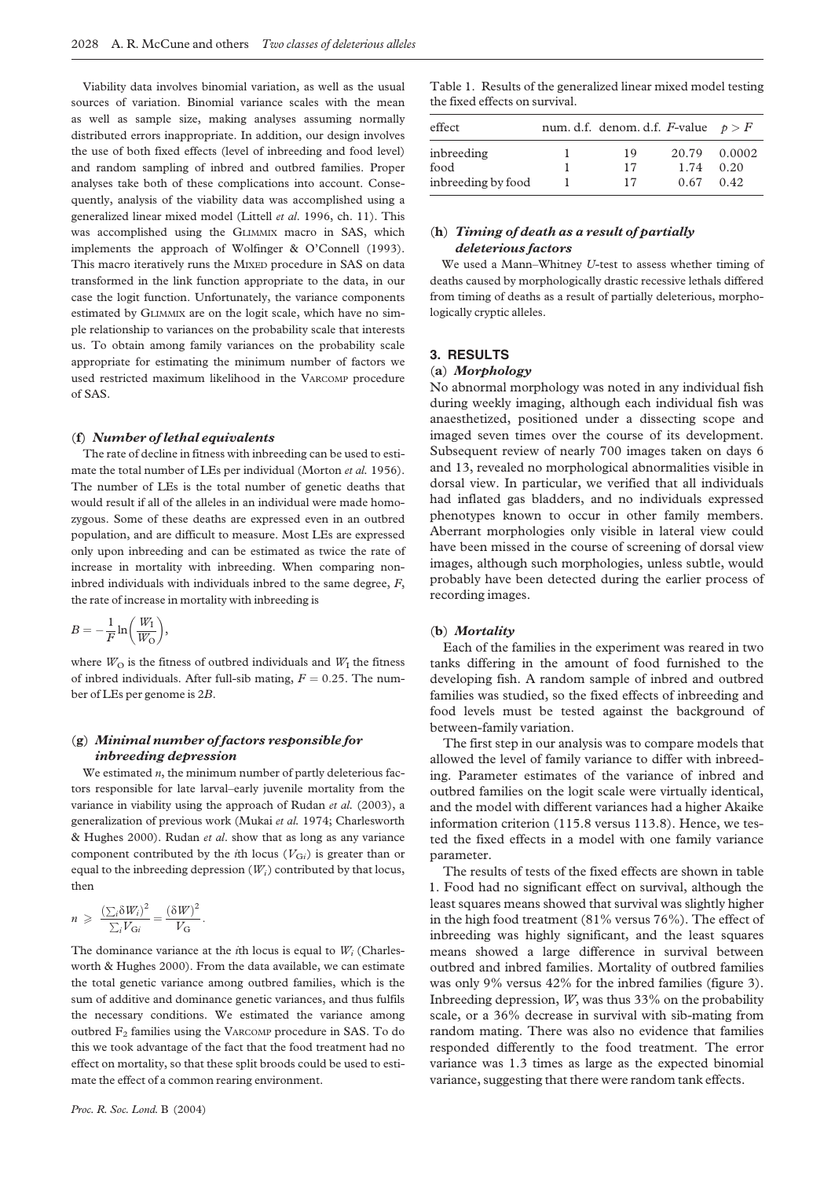Viability data involves binomial variation, as well as the usual sources of variation. Binomial variance scales with the mean as well as sample size, making analyses assuming normally distributed errors inappropriate. In addition, our design involves the use of both fixed effects (level of inbreeding and food level) and random sampling of inbred and outbred families. Proper analyses take both of these complications into account. Consequently, analysis of the viability data was accomplished using a generalized linear mixed model (Littell *et al*. 1996, ch. 11). This was accomplished using the GLIMMIX macro in SAS, which implements the approach of Wolfinger & O'Connell (1993). This macro iteratively runs the MIXED procedure in SAS on data transformed in the link function appropriate to the data, in our case the logit function. Unfortunately, the variance components estimated by GLIMMIX are on the logit scale, which have no simple relationship to variances on the probability scale that interests us. To obtain among family variances on the probability scale appropriate for estimating the minimum number of factors we used restricted maximum likelihood in the VARCOMP procedure of SAS.

### (f) *Number of lethal equivalents*

The rate of decline in fitness with inbreeding can be used to estimate the total number of LEs per individual (Morton *et al.* 1956). The number of LEs is the total number of genetic deaths that would result if all of the alleles in an individual were made homozygous. Some of these deaths are expressed even in an outbred population, and are difficult to measure. Most LEs are expressed only upon inbreeding and can be estimated as twice the rate of increase in mortality with inbreeding. When comparing non-inbred individuals with individuals inbred to the same degree, $F$, the rate of increase in mortality with inbreeding is

$$B = -\frac{1}{F}\ln\left(\frac{W_{\mathrm{I}}}{W_{\mathrm{O}}}\right),$$

where $W_{\mathrm{O}}$ is the fitness of outbred individuals and $W_{\mathrm{I}}$ the fitness of inbred individuals. After full-sib mating, $F = 0.25$. The number of LEs per genome is $2B$.

### (g) *Minimal number of factors responsible for inbreeding depression*

We estimated $n$, the minimum number of partly deleterious factors responsible for late larval–early juvenile mortality from the variance in viability using the approach of Rudan *et al.* (2003), a generalization of previous work (Mukai *et al.* 1974; Charlesworth & Hughes 2000). Rudan *et al*. show that as long as any variance component contributed by the $i$th locus ($V_{\mathrm{G}i}$) is greater than or equal to the inbreeding depression ($W_i$) contributed by that locus, then

$$n \geqslant \frac{\left(\sum_i \delta W_i\right)^2}{\sum_i V_{\mathrm{G}i}} = \frac{(\delta W)^2}{V_{\mathrm{G}}}.$$

The dominance variance at the $i$th locus is equal to $W_i$ (Charlesworth & Hughes 2000). From the data available, we can estimate the total genetic variance among outbred families, which is the sum of additive and dominance genetic variances, and thus fulfils the necessary conditions. We estimated the variance among outbred $\mathrm{F}_2$ families using the VARCOMP procedure in SAS. To do this we took advantage of the fact that the food treatment had no effect on mortality, so that these split broods could be used to estimate the effect of a common rearing environment.

Table 1. Results of the generalized linear mixed model testing the fixed effects on survival.

| effect | num. d.f. | denom. d.f. | $F$-value | $p > F$ |
|---|---|---|---|---|
| inbreeding | 1 | 19 | 20.79 | 0.0002 |
| food | 1 | 17 | 1.74 | 0.20 |
| inbreeding by food | 1 | 17 | 0.67 | 0.42 |

### (h) *Timing of death as a result of partially deleterious factors*

We used a Mann–Whitney $U$-test to assess whether timing of deaths caused by morphologically drastic recessive lethals differed from timing of deaths as a result of partially deleterious, morphologically cryptic alleles.

## 3. RESULTS

### (a) *Morphology*

No abnormal morphology was noted in any individual fish during weekly imaging, although each individual fish was anaesthetized, positioned under a dissecting scope and imaged seven times over the course of its development. Subsequent review of nearly 700 images taken on days 6 and 13, revealed no morphological abnormalities visible in dorsal view. In particular, we verified that all individuals had inflated gas bladders, and no individuals expressed phenotypes known to occur in other family members. Aberrant morphologies only visible in lateral view could have been missed in the course of screening of dorsal view images, although such morphologies, unless subtle, would probably have been detected during the earlier process of recording images.

### (b) *Mortality*

Each of the families in the experiment was reared in two tanks differing in the amount of food furnished to the developing fish. A random sample of inbred and outbred families was studied, so the fixed effects of inbreeding and food levels must be tested against the background of between-family variation.

The first step in our analysis was to compare models that allowed the level of family variance to differ with inbreeding. Parameter estimates of the variance of inbred and outbred families on the logit scale were virtually identical, and the model with different variances had a higher Akaike information criterion (115.8 versus 113.8). Hence, we tested the fixed effects in a model with one family variance parameter.

The results of tests of the fixed effects are shown in table 1. Food had no significant effect on survival, although the least squares means showed that survival was slightly higher in the high food treatment (81% versus 76%). The effect of inbreeding was highly significant, and the least squares means showed a large difference in survival between outbred and inbred families. Mortality of outbred families was only 9% versus 42% for the inbred families (figure 3). Inbreeding depression, $W$, was thus 33% on the probability scale, or a 36% decrease in survival with sib-mating from random mating. There was also no evidence that families responded differently to the food treatment. The error variance was 1.3 times as large as the expected binomial variance, suggesting that there were random tank effects.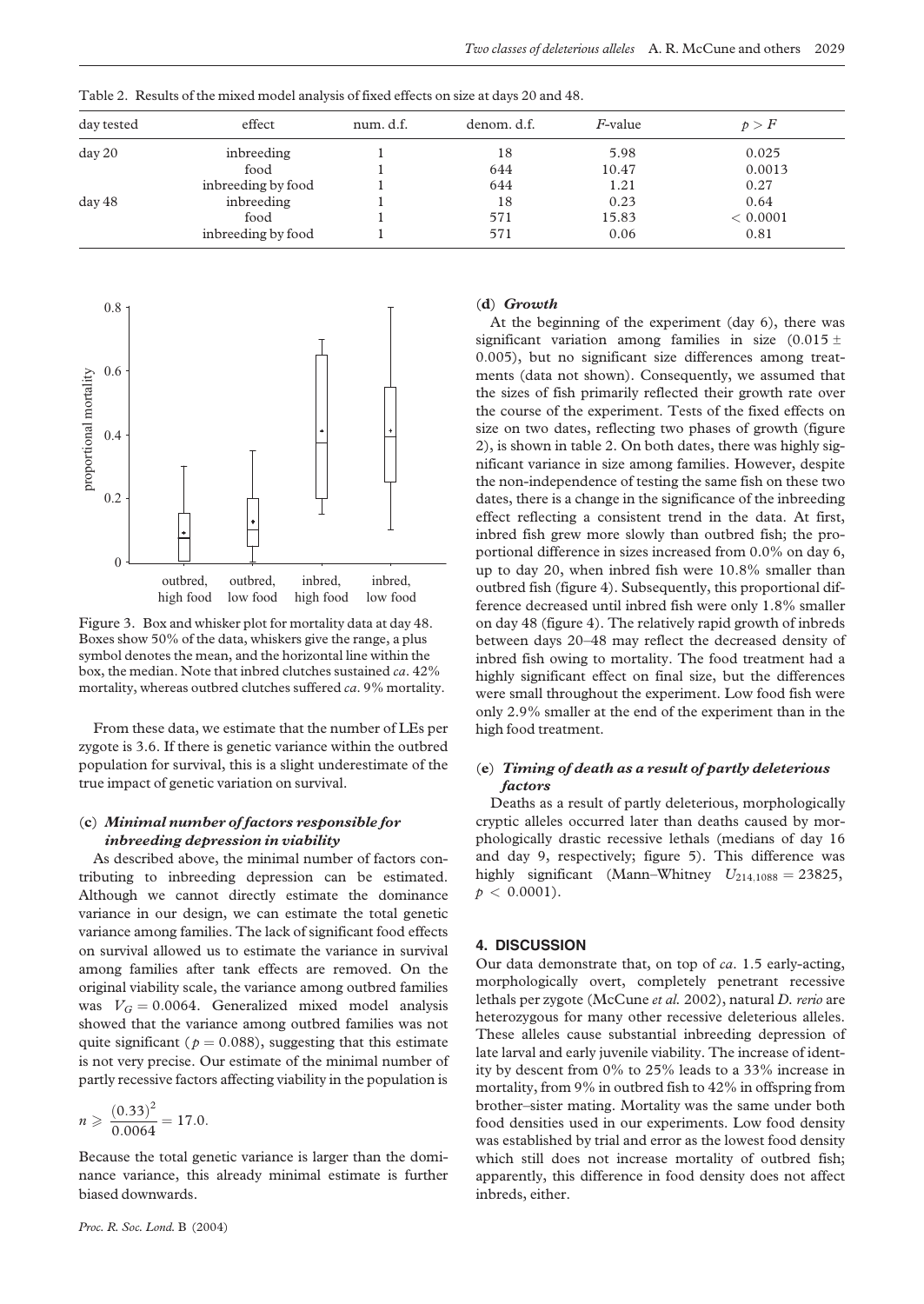Table 2. Results of the mixed model analysis of fixed effects on size at days 20 and 48.

| day tested | effect | num. d.f. | denom. d.f. | $F$-value | $p > F$ |
|---|---|---|---|---|---|
| day 20 | inbreeding | 1 | 18 | 5.98 | 0.025 |
| | food | 1 | 644 | 10.47 | 0.0013 |
| | inbreeding by food | 1 | 644 | 1.21 | 0.27 |
| day 48 | inbreeding | 1 | 18 | 0.23 | 0.64 |
| | food | 1 | 571 | 15.83 | < 0.0001 |
| | inbreeding by food | 1 | 571 | 0.06 | 0.81 |

Figure 3. Box and whisker plot for mortality data at day 48. Boxes show 50% of the data, whiskers give the range, a plus symbol denotes the mean, and the horizontal line within the box, the median. Note that inbred clutches sustained *ca*. 42% mortality, whereas outbred clutches suffered *ca*. 9% mortality.

From these data, we estimate that the number of LEs per zygote is 3.6. If there is genetic variance within the outbred population for survival, this is a slight underestimate of the true impact of genetic variation on survival.

### (c) *Minimal number of factors responsible for inbreeding depression in viability*

As described above, the minimal number of factors contributing to inbreeding depression can be estimated. Although we cannot directly estimate the dominance variance in our design, we can estimate the total genetic variance among families. The lack of significant food effects on survival allowed us to estimate the variance in survival among families after tank effects are removed. On the original viability scale, the variance among outbred families was $V_G = 0.0064$. Generalized mixed model analysis showed that the variance among outbred families was not quite significant ($p = 0.088$), suggesting that this estimate is not very precise. Our estimate of the minimal number of partly recessive factors affecting viability in the population is

$$n \geqslant \frac{(0.33)^2}{0.0064} = 17.0.$$

Because the total genetic variance is larger than the dominance variance, this already minimal estimate is further biased downwards.

### (d) *Growth*

At the beginning of the experiment (day 6), there was significant variation among families in size ($0.015 \pm 0.005$), but no significant size differences among treatments (data not shown). Consequently, we assumed that the sizes of fish primarily reflected their growth rate over the course of the experiment. Tests of the fixed effects on size on two dates, reflecting two phases of growth (figure 2), is shown in table 2. On both dates, there was highly significant variance in size among families. However, despite the non-independence of testing the same fish on these two dates, there is a change in the significance of the inbreeding effect reflecting a consistent trend in the data. At first, inbred fish grew more slowly than outbred fish; the proportional difference in sizes increased from 0.0% on day 6, up to day 20, when inbred fish were 10.8% smaller than outbred fish (figure 4). Subsequently, this proportional difference decreased until inbred fish were only 1.8% smaller on day 48 (figure 4). The relatively rapid growth of inbreds between days 20–48 may reflect the decreased density of inbred fish owing to mortality. The food treatment had a highly significant effect on final size, but the differences were small throughout the experiment. Low food fish were only 2.9% smaller at the end of the experiment than in the high food treatment.

### (e) *Timing of death as a result of partly deleterious factors*

Deaths as a result of partly deleterious, morphologically cryptic alleles occurred later than deaths caused by morphologically drastic recessive lethals (medians of day 16 and day 9, respectively; figure 5). This difference was highly significant (Mann–Whitney $U_{214,1088} = 23825$, $p < 0.0001$).

## 4. DISCUSSION

Our data demonstrate that, on top of *ca*. 1.5 early-acting, morphologically overt, completely penetrant recessive lethals per zygote (McCune *et al.* 2002), natural *D. rerio* are heterozygous for many other recessive deleterious alleles. These alleles cause substantial inbreeding depression of late larval and early juvenile viability. The increase of identity by descent from 0% to 25% leads to a 33% increase in mortality, from 9% in outbred fish to 42% in offspring from brother–sister mating. Mortality was the same under both food densities used in our experiments. Low food density was established by trial and error as the lowest food density which still does not increase mortality of outbred fish; apparently, this difference in food density does not affect inbreds, either.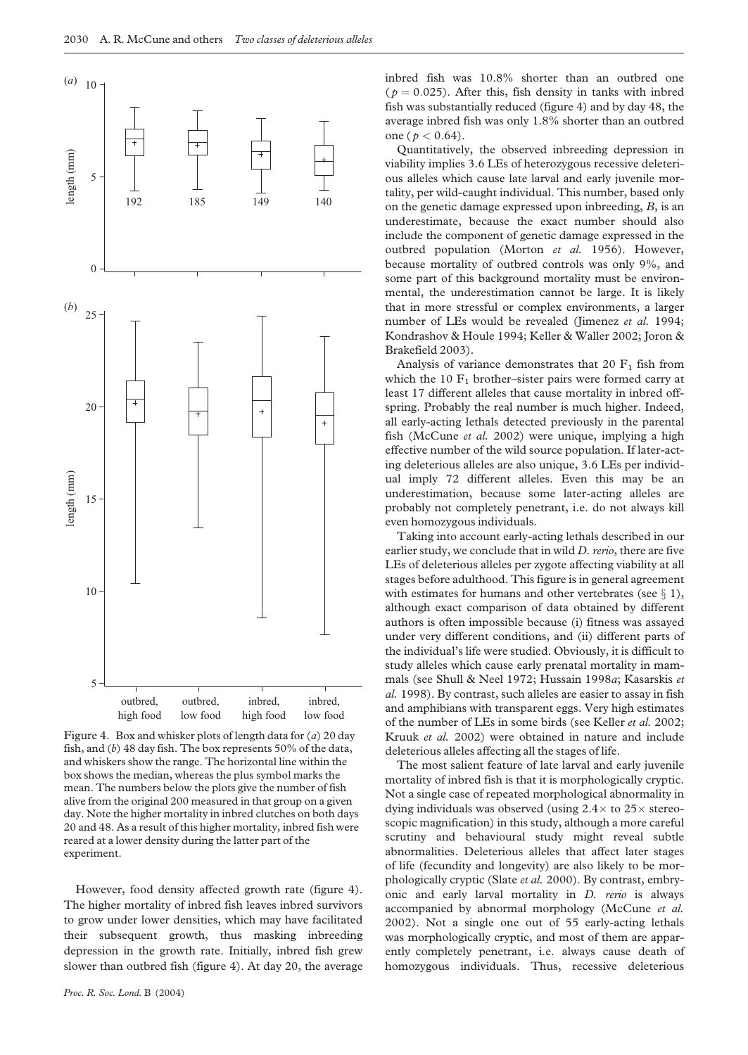Figure 4. Box and whisker plots of length data for (*a*) 20 day fish, and (*b*) 48 day fish. The box represents 50% of the data, and whiskers show the range. The horizontal line within the box shows the median, whereas the plus symbol marks the mean. The numbers below the plots give the number of fish alive from the original 200 measured in that group on a given day. Note the higher mortality in inbred clutches on both days 20 and 48. As a result of this higher mortality, inbred fish were reared at a lower density during the latter part of the experiment.

However, food density affected growth rate (figure 4). The higher mortality of inbred fish leaves inbred survivors to grow under lower densities, which may have facilitated their subsequent growth, thus masking inbreeding depression in the growth rate. Initially, inbred fish grew slower than outbred fish (figure 4). At day 20, the average inbred fish was 10.8% shorter than an outbred one ($p = 0.025$). After this, fish density in tanks with inbred fish was substantially reduced (figure 4) and by day 48, the average inbred fish was only 1.8% shorter than an outbred one ($p < 0.64$).

Quantitatively, the observed inbreeding depression in viability implies 3.6 LEs of heterozygous recessive deleterious alleles which cause late larval and early juvenile mortality, per wild-caught individual. This number, based only on the genetic damage expressed upon inbreeding, $B$, is an underestimate, because the exact number should also include the component of genetic damage expressed in the outbred population (Morton *et al.* 1956). However, because mortality of outbred controls was only 9%, and some part of this background mortality must be environmental, the underestimation cannot be large. It is likely that in more stressful or complex environments, a larger number of LEs would be revealed (Jimenez *et al.* 1994; Kondrashov & Houle 1994; Keller & Waller 2002; Joron & Brakefield 2003).

Analysis of variance demonstrates that 20 $F_1$ fish from which the 10 $F_1$ brother–sister pairs were formed carry at least 17 different alleles that cause mortality in inbred offspring. Probably the real number is much higher. Indeed, all early-acting lethals detected previously in the parental fish (McCune *et al.* 2002) were unique, implying a high effective number of the wild source population. If later-acting deleterious alleles are also unique, 3.6 LEs per individual imply 72 different alleles. Even this may be an underestimation, because some later-acting alleles are probably not completely penetrant, i.e. do not always kill even homozygous individuals.

Taking into account early-acting lethals described in our earlier study, we conclude that in wild *D. rerio*, there are five LEs of deleterious alleles per zygote affecting viability at all stages before adulthood. This figure is in general agreement with estimates for humans and other vertebrates (see § 1), although exact comparison of data obtained by different authors is often impossible because (i) fitness was assayed under very different conditions, and (ii) different parts of the individual's life were studied. Obviously, it is difficult to study alleles which cause early prenatal mortality in mammals (see Shull & Neel 1972; Hussain 1998*a*; Kasarskis *et al.* 1998). By contrast, such alleles are easier to assay in fish and amphibians with transparent eggs. Very high estimates of the number of LEs in some birds (see Keller *et al.* 2002; Kruuk *et al.* 2002) were obtained in nature and include deleterious alleles affecting all the stages of life.

The most salient feature of late larval and early juvenile mortality of inbred fish is that it is morphologically cryptic. Not a single case of repeated morphological abnormality in dying individuals was observed (using 2.4× to 25× stereoscopic magnification) in this study, although a more careful scrutiny and behavioural study might reveal subtle abnormalities. Deleterious alleles that affect later stages of life (fecundity and longevity) are also likely to be morphologically cryptic (Slate *et al.* 2000). By contrast, embryonic and early larval mortality in *D. rerio* is always accompanied by abnormal morphology (McCune *et al.* 2002). Not a single one out of 55 early-acting lethals was morphologically cryptic, and most of them are apparently completely penetrant, i.e. always cause death of homozygous individuals. Thus, recessive deleterious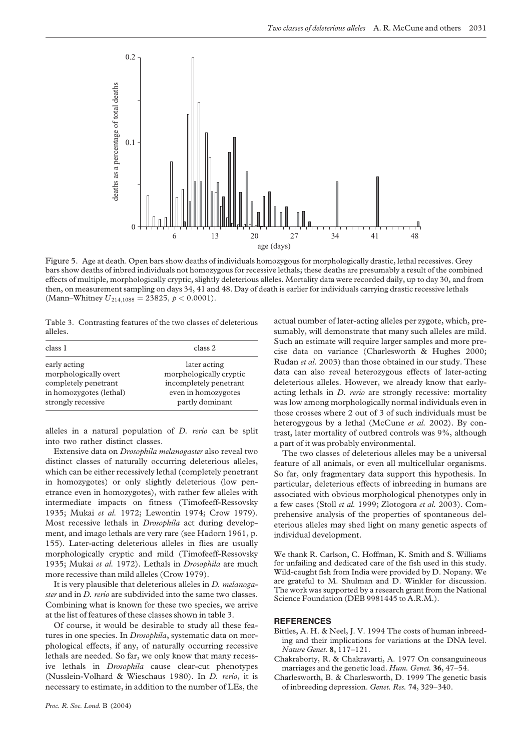Figure 5. Age at death. Open bars show deaths of individuals homozygous for morphologically drastic, lethal recessives. Grey bars show deaths of inbred individuals not homozygous for recessive lethals; these deaths are presumably a result of the combined effects of multiple, morphologically cryptic, slightly deleterious alleles. Mortality data were recorded daily, up to day 30, and from then, on measurement sampling on days 34, 41 and 48. Day of death is earlier for individuals carrying drastic recessive lethals (Mann–Whitney $U_{214,1088} = 23825$, $p < 0.0001$).

Table 3. Contrasting features of the two classes of deleterious alleles.

| class 1 | class 2 |
|---|---|
| early acting | later acting |
| morphologically overt | morphologically cryptic |
| completely penetrant | incompletely penetrant |
| in homozygotes (lethal) | even in homozygotes |
| strongly recessive | partly dominant |

alleles in a natural population of *D. rerio* can be split into two rather distinct classes.

Extensive data on *Drosophila melanogaster* also reveal two distinct classes of naturally occurring deleterious alleles, which can be either recessively lethal (completely penetrant in homozygotes) or only slightly deleterious (low penetrance even in homozygotes), with rather few alleles with intermediate impacts on fitness (Timofeeff-Ressovsky 1935; Mukai *et al.* 1972; Lewontin 1974; Crow 1979). Most recessive lethals in *Drosophila* act during development, and imago lethals are very rare (see Hadorn 1961, p. 155). Later-acting deleterious alleles in flies are usually morphologically cryptic and mild (Timofeeff-Ressovsky 1935; Mukai *et al.* 1972). Lethals in *Drosophila* are much more recessive than mild alleles (Crow 1979).

It is very plausible that deleterious alleles in *D. melanogaster* and in *D. rerio* are subdivided into the same two classes. Combining what is known for these two species, we arrive at the list of features of these classes shown in table 3.

Of course, it would be desirable to study all these features in one species. In *Drosophila*, systematic data on morphological effects, if any, of naturally occurring recessive lethals are needed. So far, we only know that many recessive lethals in *Drosophila* cause clear-cut phenotypes (Nusslein-Volhard & Wieschaus 1980). In *D. rerio*, it is necessary to estimate, in addition to the number of LEs, the actual number of later-acting alleles per zygote, which, presumably, will demonstrate that many such alleles are mild. Such an estimate will require larger samples and more precise data on variance (Charlesworth & Hughes 2000; Rudan *et al.* 2003) than those obtained in our study. These data can also reveal heterozygous effects of later-acting deleterious alleles. However, we already know that early-acting lethals in *D. rerio* are strongly recessive: mortality was low among morphologically normal individuals even in those crosses where 2 out of 3 of such individuals must be heterogygous by a lethal (McCune *et al.* 2002). By contrast, later mortality of outbred controls was 9%, although a part of it was probably environmental.

The two classes of deleterious alleles may be a universal feature of all animals, or even all multicellular organisms. So far, only fragmentary data support this hypothesis. In particular, deleterious effects of inbreeding in humans are associated with obvious morphological phenotypes only in a few cases (Stoll *et al.* 1999; Zlotogora *et al.* 2003). Comprehensive analysis of the properties of spontaneous deleterious alleles may shed light on many genetic aspects of individual development.

We thank R. Carlson, C. Hoffman, K. Smith and S. Williams for unfailing and dedicated care of the fish used in this study. Wild-caught fish from India were provided by D. Nopany. We are grateful to M. Shulman and D. Winkler for discussion. The work was supported by a research grant from the National Science Foundation (DEB 9981445 to A.R.M.).

## REFERENCES

Bittles, A. H. & Neel, J. V. 1994 The costs of human inbreeding and their implications for variations at the DNA level. *Nature Genet.* **8**, 117–121.

Chakraborty, R. & Chakravarti, A. 1977 On consanguineous marriages and the genetic load. *Hum. Genet.* **36**, 47–54.

Charlesworth, B. & Charlesworth, D. 1999 The genetic basis of inbreeding depression. *Genet. Res.* **74**, 329–340.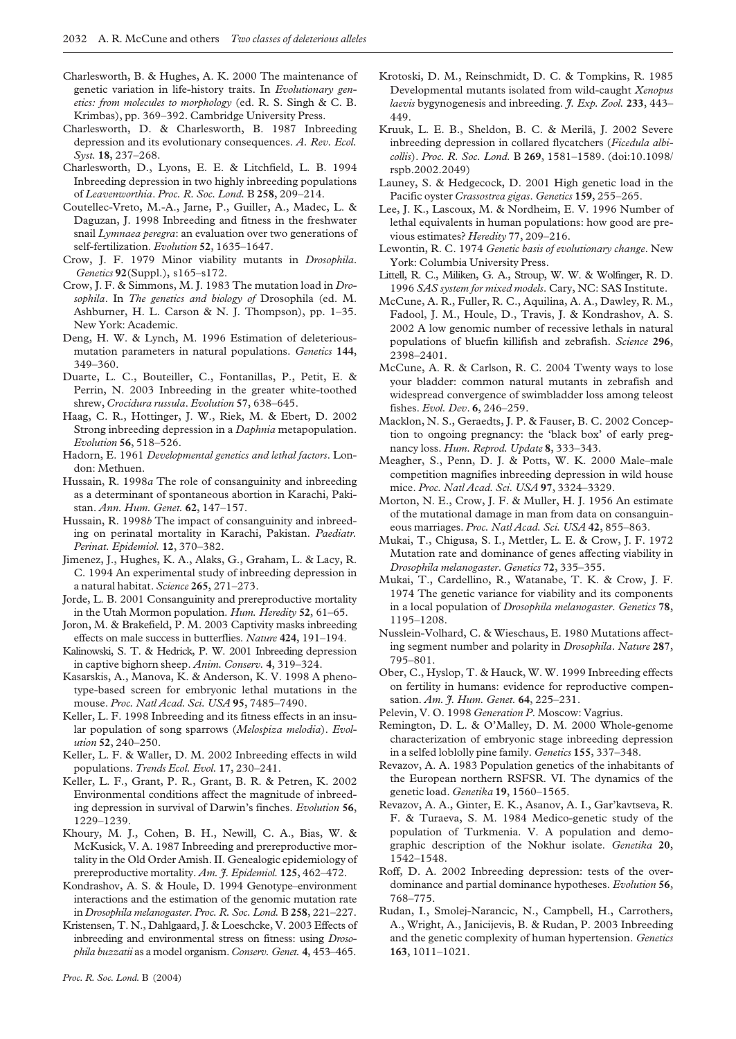Charlesworth, B. & Hughes, A. K. 2000 The maintenance of genetic variation in life-history traits. In *Evolutionary genetics: from molecules to morphology* (ed. R. S. Singh & C. B. Krimbas), pp. 369–392. Cambridge University Press.

Charlesworth, D. & Charlesworth, B. 1987 Inbreeding depression and its evolutionary consequences. *A. Rev. Ecol. Syst.* **18**, 237–268.

Charlesworth, D., Lyons, E. E. & Litchfield, L. B. 1994 Inbreeding depression in two highly inbreeding populations of *Leavenworthia*. *Proc. R. Soc. Lond.* B **258**, 209–214.

Coutellec-Vreto, M.-A., Jarne, P., Guiller, A., Madec, L. & Daguzan, J. 1998 Inbreeding and fitness in the freshwater snail *Lymnaea peregra*: an evaluation over two generations of self-fertilization. *Evolution* **52**, 1635–1647.

Crow, J. F. 1979 Minor viability mutants in *Drosophila*. *Genetics* **92**(Suppl.), s165–s172.

Crow, J. F. & Simmons, M. J. 1983 The mutation load in *Drosophila*. In *The genetics and biology of* Drosophila (ed. M. Ashburner, H. L. Carson & N. J. Thompson), pp. 1–35. New York: Academic.

Deng, H. W. & Lynch, M. 1996 Estimation of deleterious-mutation parameters in natural populations. *Genetics* **144**, 349–360.

Duarte, L. C., Bouteiller, C., Fontanillas, P., Petit, E. & Perrin, N. 2003 Inbreeding in the greater white-toothed shrew, *Crocidura russula*. *Evolution* **57**, 638–645.

Haag, C. R., Hottinger, J. W., Riek, M. & Ebert, D. 2002 Strong inbreeding depression in a *Daphnia* metapopulation. *Evolution* **56**, 518–526.

Hadorn, E. 1961 *Developmental genetics and lethal factors*. London: Methuen.

Hussain, R. 1998*a* The role of consanguinity and inbreeding as a determinant of spontaneous abortion in Karachi, Pakistan. *Ann. Hum. Genet.* **62**, 147–157.

Hussain, R. 1998*b* The impact of consanguinity and inbreeding on perinatal mortality in Karachi, Pakistan. *Paediatr. Perinat. Epidemiol.* **12**, 370–382.

Jimenez, J., Hughes, K. A., Alaks, G., Graham, L. & Lacy, R. C. 1994 An experimental study of inbreeding depression in a natural habitat. *Science* **265**, 271–273.

Jorde, L. B. 2001 Consanguinity and prereproductive mortality in the Utah Mormon population. *Hum. Heredity* **52**, 61–65.

Joron, M. & Brakefield, P. M. 2003 Captivity masks inbreeding effects on male success in butterflies. *Nature* **424**, 191–194.

Kalinowski, S. T. & Hedrick, P. W. 2001 Inbreeding depression in captive bighorn sheep. *Anim. Conserv.* **4**, 319–324.

Kasarskis, A., Manova, K. & Anderson, K. V. 1998 A phenotype-based screen for embryonic lethal mutations in the mouse. *Proc. Natl Acad. Sci. USA* **95**, 7485–7490.

Keller, L. F. 1998 Inbreeding and its fitness effects in an insular population of song sparrows (*Melospiza melodia*). *Evolution* **52**, 240–250.

Keller, L. F. & Waller, D. M. 2002 Inbreeding effects in wild populations. *Trends Ecol. Evol.* **17**, 230–241.

Keller, L. F., Grant, P. R., Grant, B. R. & Petren, K. 2002 Environmental conditions affect the magnitude of inbreeding depression in survival of Darwin's finches. *Evolution* **56**, 1229–1239.

Khoury, M. J., Cohen, B. H., Newill, C. A., Bias, W. & McKusick, V. A. 1987 Inbreeding and prereproductive mortality in the Old Order Amish. II. Genealogic epidemiology of prereproductive mortality. *Am. J. Epidemiol.* **125**, 462–472.

Kondrashov, A. S. & Houle, D. 1994 Genotype–environment interactions and the estimation of the genomic mutation rate in *Drosophila melanogaster*. *Proc. R. Soc. Lond.* B **258**, 221–227.

Kristensen, T. N., Dahlgaard, J. & Loeschcke, V. 2003 Effects of inbreeding and environmental stress on fitness: using *Drosophila buzzatii* as a model organism. *Conserv. Genet.* **4**, 453–465.

Krotoski, D. M., Reinschmidt, D. C. & Tompkins, R. 1985 Developmental mutants isolated from wild-caught *Xenopus laevis* bygynogenesis and inbreeding. *J. Exp. Zool.* **233**, 443–449.

Kruuk, L. E. B., Sheldon, B. C. & Merilä, J. 2002 Severe inbreeding depression in collared flycatchers (*Ficedula albicollis*). *Proc. R. Soc. Lond.* B **269**, 1581–1589. (doi:10.1098/rspb.2002.2049)

Launey, S. & Hedgecock, D. 2001 High genetic load in the Pacific oyster *Crassostrea gigas*. *Genetics* **159**, 255–265.

Lee, J. K., Lascoux, M. & Nordheim, E. V. 1996 Number of lethal equivalents in human populations: how good are previous estimates? *Heredity* **77**, 209–216.

Lewontin, R. C. 1974 *Genetic basis of evolutionary change*. New York: Columbia University Press.

Littell, R. C., Miliken, G. A., Stroup, W. W. & Wolfinger, R. D. 1996 *SAS system for mixed models*. Cary, NC: SAS Institute.

McCune, A. R., Fuller, R. C., Aquilina, A. A., Dawley, R. M., Fadool, J. M., Houle, D., Travis, J. & Kondrashov, A. S. 2002 A low genomic number of recessive lethals in natural populations of bluefin killifish and zebrafish. *Science* **296**, 2398–2401.

McCune, A. R. & Carlson, R. C. 2004 Twenty ways to lose your bladder: common natural mutants in zebrafish and widespread convergence of swimbladder loss among teleost fishes. *Evol. Dev.* **6**, 246–259.

Macklon, N. S., Geraedts, J. P. & Fauser, B. C. 2002 Conception to ongoing pregnancy: the 'black box' of early pregnancy loss. *Hum. Reprod. Update* **8**, 333–343.

Meagher, S., Penn, D. J. & Potts, W. K. 2000 Male–male competition magnifies inbreeding depression in wild house mice. *Proc. Natl Acad. Sci. USA* **97**, 3324–3329.

Morton, N. E., Crow, J. F. & Muller, H. J. 1956 An estimate of the mutational damage in man from data on consanguineous marriages. *Proc. Natl Acad. Sci. USA* **42**, 855–863.

Mukai, T., Chigusa, S. I., Mettler, L. E. & Crow, J. F. 1972 Mutation rate and dominance of genes affecting viability in *Drosophila melanogaster*. *Genetics* **72**, 335–355.

Mukai, T., Cardellino, R., Watanabe, T. K. & Crow, J. F. 1974 The genetic variance for viability and its components in a local population of *Drosophila melanogaster*. *Genetics* **78**, 1195–1208.

Nusslein-Volhard, C. & Wieschaus, E. 1980 Mutations affecting segment number and polarity in *Drosophila*. *Nature* **287**, 795–801.

Ober, C., Hyslop, T. & Hauck, W. W. 1999 Inbreeding effects on fertility in humans: evidence for reproductive compensation. *Am. J. Hum. Genet.* **64**, 225–231.

Pelevin, V. O. 1998 *Generation P*. Moscow: Vagrius.

Remington, D. L. & O'Malley, D. M. 2000 Whole-genome characterization of embryonic stage inbreeding depression in a selfed loblolly pine family. *Genetics* **155**, 337–348.

Revazov, A. A. 1983 Population genetics of the inhabitants of the European northern RSFSR. VI. The dynamics of the genetic load. *Genetika* **19**, 1560–1565.

Revazov, A. A., Ginter, E. K., Asanov, A. I., Gar'kavtseva, R. F. & Turaeva, S. M. 1984 Medico-genetic study of the population of Turkmenia. V. A population and demographic description of the Nokhur isolate. *Genetika* **20**, 1542–1548.

Roff, D. A. 2002 Inbreeding depression: tests of the overdominance and partial dominance hypotheses. *Evolution* **56**, 768–775.

Rudan, I., Smolej-Narancic, N., Campbell, H., Carrothers, A., Wright, A., Janicijevis, B. & Rudan, P. 2003 Inbreeding and the genetic complexity of human hypertension. *Genetics* **163**, 1011–1021.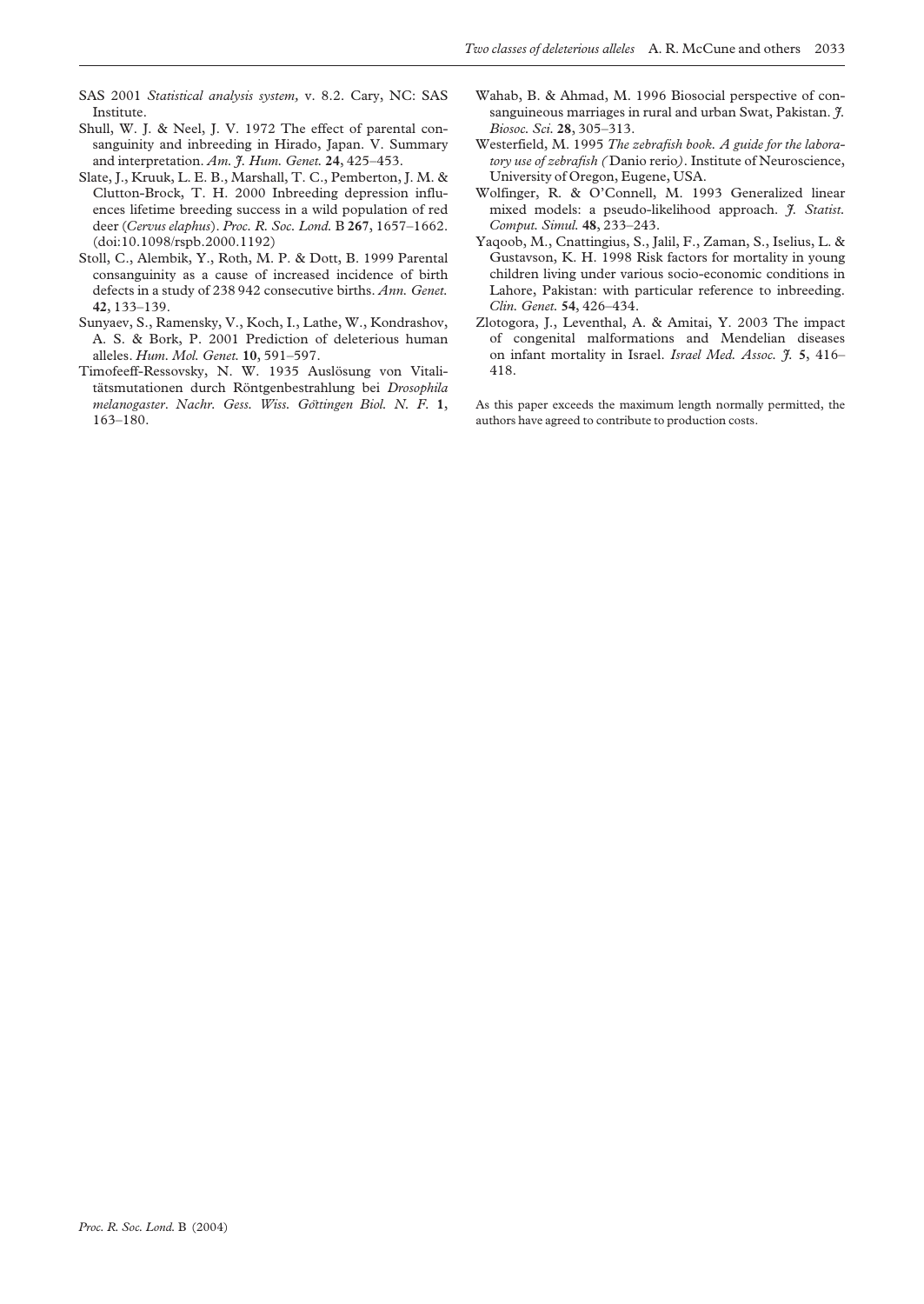SAS 2001 *Statistical analysis system,* v. 8.2. Cary, NC: SAS Institute.

Shull, W. J. & Neel, J. V. 1972 The effect of parental consanguinity and inbreeding in Hirado, Japan. V. Summary and interpretation. *Am. J. Hum. Genet.* **24**, 425–453.

Slate, J., Kruuk, L. E. B., Marshall, T. C., Pemberton, J. M. & Clutton-Brock, T. H. 2000 Inbreeding depression influences lifetime breeding success in a wild population of red deer (*Cervus elaphus*). *Proc. R. Soc. Lond.* B **267**, 1657–1662. (doi:10.1098/rspb.2000.1192)

Stoll, C., Alembik, Y., Roth, M. P. & Dott, B. 1999 Parental consanguinity as a cause of increased incidence of birth defects in a study of 238 942 consecutive births. *Ann. Genet.* **42**, 133–139.

Sunyaev, S., Ramensky, V., Koch, I., Lathe, W., Kondrashov, A. S. & Bork, P. 2001 Prediction of deleterious human alleles. *Hum. Mol. Genet.* **10**, 591–597.

Timofeeff-Ressovsky, N. W. 1935 Auslösung von Vitalitätsmutationen durch Röntgenbestrahlung bei *Drosophila melanogaster*. *Nachr. Gess. Wiss. Göttingen Biol. N. F.* **1**, 163–180.

Wahab, B. & Ahmad, M. 1996 Biosocial perspective of consanguineous marriages in rural and urban Swat, Pakistan. *J. Biosoc. Sci.* **28**, 305–313.

Westerfield, M. 1995 *The zebrafish book. A guide for the laboratory use of zebrafish (*Danio rerio*)*. Institute of Neuroscience, University of Oregon, Eugene, USA.

Wolfinger, R. & O'Connell, M. 1993 Generalized linear mixed models: a pseudo-likelihood approach. *J. Statist. Comput. Simul.* **48**, 233–243.

Yaqoob, M., Cnattingius, S., Jalil, F., Zaman, S., Iselius, L. & Gustavson, K. H. 1998 Risk factors for mortality in young children living under various socio-economic conditions in Lahore, Pakistan: with particular reference to inbreeding. *Clin. Genet.* **54**, 426–434.

Zlotogora, J., Leventhal, A. & Amitai, Y. 2003 The impact of congenital malformations and Mendelian diseases on infant mortality in Israel. *Israel Med. Assoc. J.* **5**, 416–418.

As this paper exceeds the maximum length normally permitted, the authors have agreed to contribute to production costs.